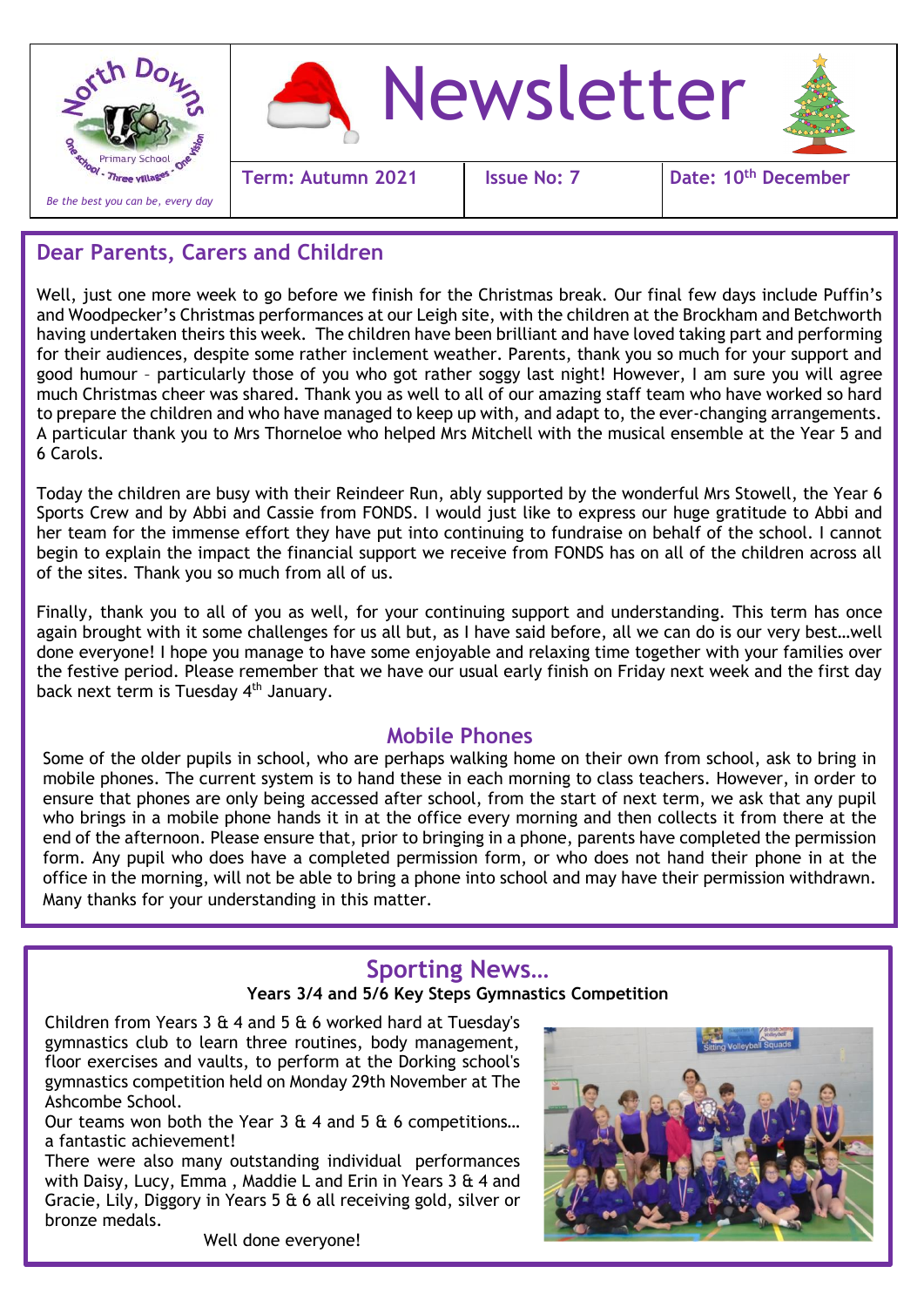North Downs Primary School
One school - Three villages - One vision

*Be the best you can be, every day*

# Newsletter

**Term: Autumn 2021** | **Issue No: 7** | **Date: 10th December**

## Dear Parents, Carers and Children

Well, just one more week to go before we finish for the Christmas break. Our final few days include Puffin's and Woodpecker's Christmas performances at our Leigh site, with the children at the Brockham and Betchworth having undertaken theirs this week. The children have been brilliant and have loved taking part and performing for their audiences, despite some rather inclement weather. Parents, thank you so much for your support and good humour – particularly those of you who got rather soggy last night! However, I am sure you will agree much Christmas cheer was shared. Thank you as well to all of our amazing staff team who have worked so hard to prepare the children and who have managed to keep up with, and adapt to, the ever-changing arrangements. A particular thank you to Mrs Thorneloe who helped Mrs Mitchell with the musical ensemble at the Year 5 and 6 Carols.

Today the children are busy with their Reindeer Run, ably supported by the wonderful Mrs Stowell, the Year 6 Sports Crew and by Abbi and Cassie from FONDS. I would just like to express our huge gratitude to Abbi and her team for the immense effort they have put into continuing to fundraise on behalf of the school. I cannot begin to explain the impact the financial support we receive from FONDS has on all of the children across all of the sites. Thank you so much from all of us.

Finally, thank you to all of you as well, for your continuing support and understanding. This term has once again brought with it some challenges for us all but, as I have said before, all we can do is our very best…well done everyone! I hope you manage to have some enjoyable and relaxing time together with your families over the festive period. Please remember that we have our usual early finish on Friday next week and the first day back next term is Tuesday 4th January.

## Mobile Phones

Some of the older pupils in school, who are perhaps walking home on their own from school, ask to bring in mobile phones. The current system is to hand these in each morning to class teachers. However, in order to ensure that phones are only being accessed after school, from the start of next term, we ask that any pupil who brings in a mobile phone hands it in at the office every morning and then collects it from there at the end of the afternoon. Please ensure that, prior to bringing in a phone, parents have completed the permission form. Any pupil who does have a completed permission form, or who does not hand their phone in at the office in the morning, will not be able to bring a phone into school and may have their permission withdrawn. Many thanks for your understanding in this matter.

## Sporting News…

**Years 3/4 and 5/6 Key Steps Gymnastics Competition**

Children from Years 3 & 4 and 5 & 6 worked hard at Tuesday's gymnastics club to learn three routines, body management, floor exercises and vaults, to perform at the Dorking school's gymnastics competition held on Monday 29th November at The Ashcombe School.

Our teams won both the Year 3 & 4 and 5 & 6 competitions… a fantastic achievement!

There were also many outstanding individual performances with Daisy, Lucy, Emma , Maddie L and Erin in Years 3 & 4 and Gracie, Lily, Diggory in Years 5 & 6 all receiving gold, silver or bronze medals.

Well done everyone!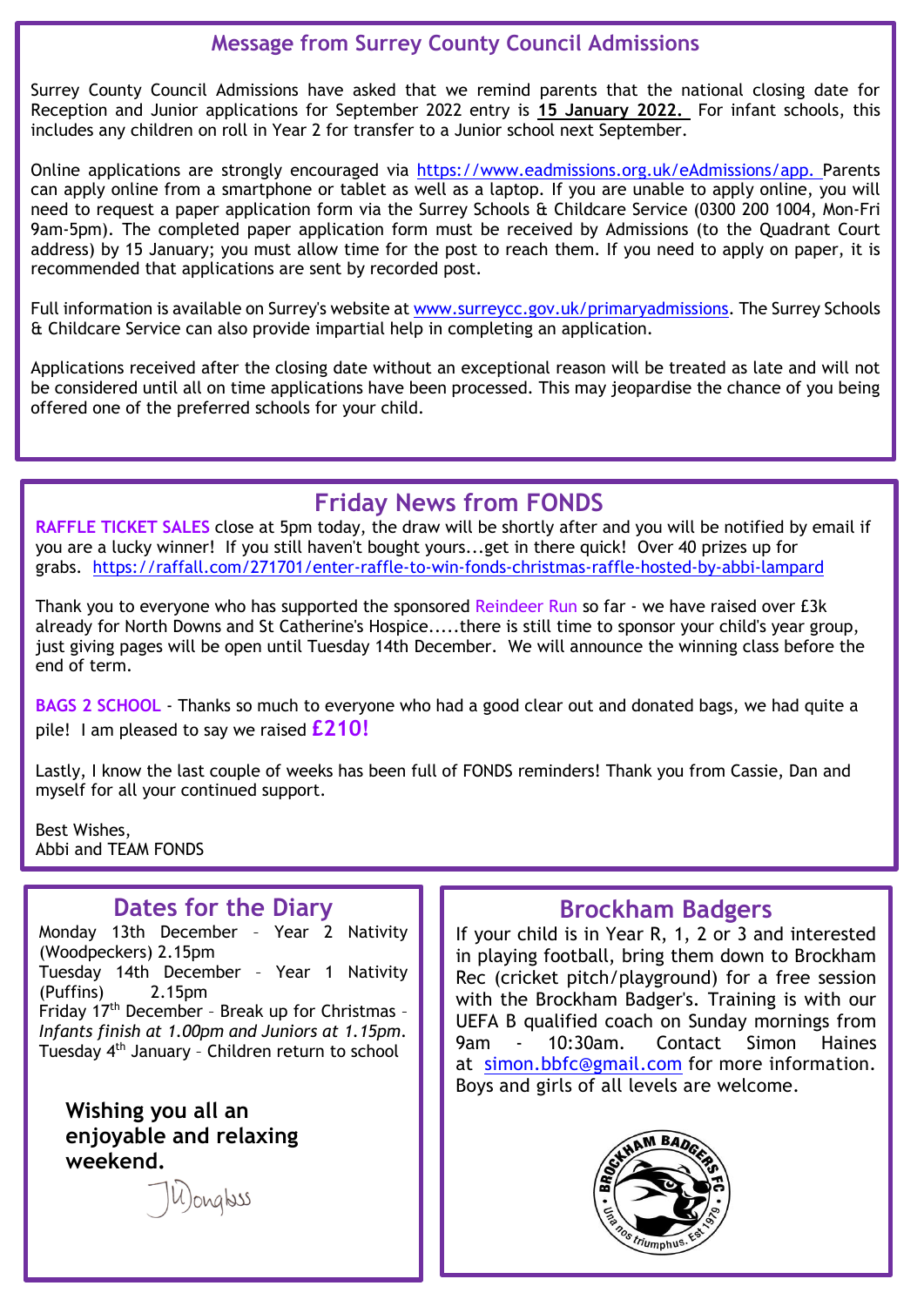## Message from Surrey County Council Admissions

Surrey County Council Admissions have asked that we remind parents that the national closing date for Reception and Junior applications for September 2022 entry is **15 January 2022.** For infant schools, this includes any children on roll in Year 2 for transfer to a Junior school next September.

Online applications are strongly encouraged via https://www.eadmissions.org.uk/eAdmissions/app. Parents can apply online from a smartphone or tablet as well as a laptop. If you are unable to apply online, you will need to request a paper application form via the Surrey Schools & Childcare Service (0300 200 1004, Mon-Fri 9am-5pm). The completed paper application form must be received by Admissions (to the Quadrant Court address) by 15 January; you must allow time for the post to reach them. If you need to apply on paper, it is recommended that applications are sent by recorded post.

Full information is available on Surrey's website at www.surreycc.gov.uk/primaryadmissions. The Surrey Schools & Childcare Service can also provide impartial help in completing an application.

Applications received after the closing date without an exceptional reason will be treated as late and will not be considered until all on time applications have been processed. This may jeopardise the chance of you being offered one of the preferred schools for your child.

## Friday News from FONDS

**RAFFLE TICKET SALES** close at 5pm today, the draw will be shortly after and you will be notified by email if you are a lucky winner! If you still haven't bought yours...get in there quick! Over 40 prizes up for grabs. https://raffall.com/271701/enter-raffle-to-win-fonds-christmas-raffle-hosted-by-abbi-lampard

Thank you to everyone who has supported the sponsored Reindeer Run so far - we have raised over £3k already for North Downs and St Catherine's Hospice.....there is still time to sponsor your child's year group, just giving pages will be open until Tuesday 14th December. We will announce the winning class before the end of term.

**BAGS 2 SCHOOL** - Thanks so much to everyone who had a good clear out and donated bags, we had quite a pile! I am pleased to say we raised **£210!**

Lastly, I know the last couple of weeks has been full of FONDS reminders! Thank you from Cassie, Dan and myself for all your continued support.

Best Wishes,
Abbi and TEAM FONDS

## Dates for the Diary

Monday 13th December – Year 2 Nativity (Woodpeckers) 2.15pm
Tuesday 14th December – Year 1 Nativity (Puffins) 2.15pm
Friday 17th December – Break up for Christmas – *Infants finish at 1.00pm and Juniors at 1.15pm.*
Tuesday 4th January – Children return to school

**Wishing you all an enjoyable and relaxing weekend.**

J Douglass

## Brockham Badgers

If your child is in Year R, 1, 2 or 3 and interested in playing football, bring them down to Brockham Rec (cricket pitch/playground) for a free session with the Brockham Badger's. Training is with our UEFA B qualified coach on Sunday mornings from 9am - 10:30am. Contact Simon Haines at simon.bbfc@gmail.com for more information. Boys and girls of all levels are welcome.

BROCKHAM BADGERS FC
Una nos triumphus. Est 1979